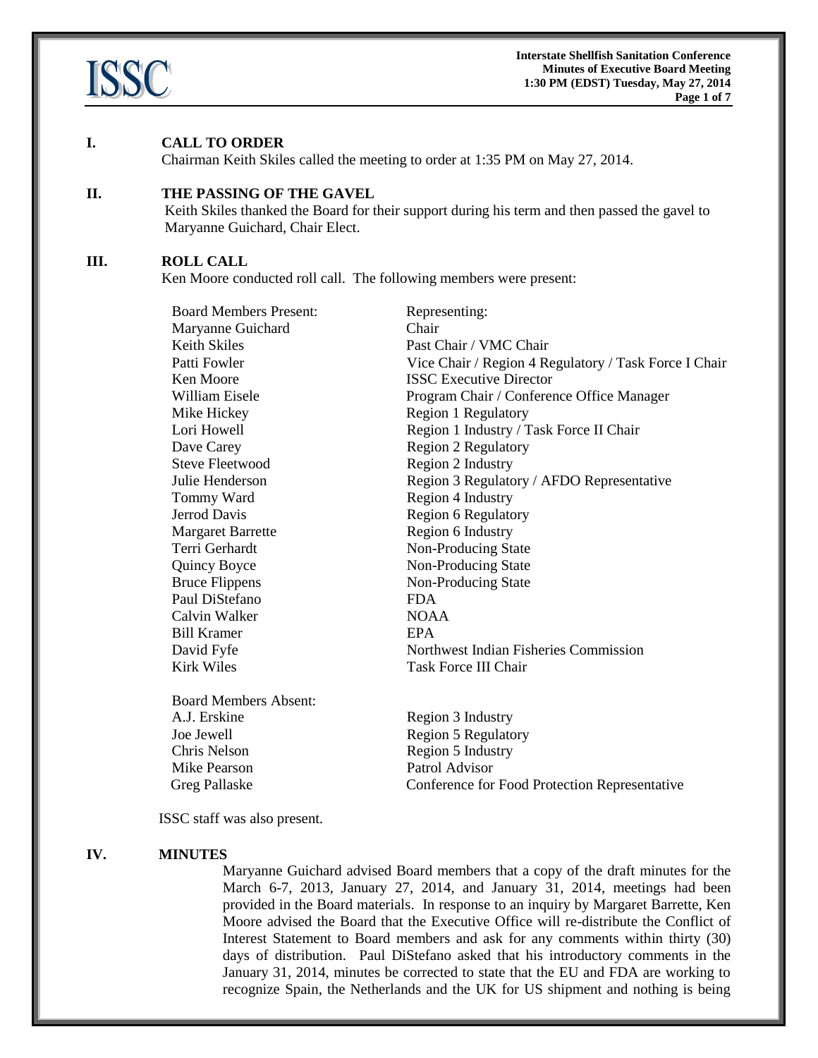## I. CALL TO ORDER

Chairman Keith Skiles called the meeting to order at 1:35 PM on May 27, 2014.

## II. THE PASSING OF THE GAVEL

Keith Skiles thanked the Board for their support during his term and then passed the gavel to Maryanne Guichard, Chair Elect.

## III. ROLL CALL

Ken Moore conducted roll call. The following members were present:

| Board Members Present: | Representing: |
| --- | --- |
| Maryanne Guichard | Chair |
| Keith Skiles | Past Chair / VMC Chair |
| Patti Fowler | Vice Chair / Region 4 Regulatory / Task Force I Chair |
| Ken Moore | ISSC Executive Director |
| William Eisele | Program Chair / Conference Office Manager |
| Mike Hickey | Region 1 Regulatory |
| Lori Howell | Region 1 Industry / Task Force II Chair |
| Dave Carey | Region 2 Regulatory |
| Steve Fleetwood | Region 2 Industry |
| Julie Henderson | Region 3 Regulatory / AFDO Representative |
| Tommy Ward | Region 4 Industry |
| Jerrod Davis | Region 6 Regulatory |
| Margaret Barrette | Region 6 Industry |
| Terri Gerhardt | Non-Producing State |
| Quincy Boyce | Non-Producing State |
| Bruce Flippens | Non-Producing State |
| Paul DiStefano | FDA |
| Calvin Walker | NOAA |
| Bill Kramer | EPA |
| David Fyfe | Northwest Indian Fisheries Commission |
| Kirk Wiles | Task Force III Chair |

| Board Members Absent: | |
| --- | --- |
| A.J. Erskine | Region 3 Industry |
| Joe Jewell | Region 5 Regulatory |
| Chris Nelson | Region 5 Industry |
| Mike Pearson | Patrol Advisor |
| Greg Pallaske | Conference for Food Protection Representative |

ISSC staff was also present.

## IV. MINUTES

Maryanne Guichard advised Board members that a copy of the draft minutes for the March 6-7, 2013, January 27, 2014, and January 31, 2014, meetings had been provided in the Board materials. In response to an inquiry by Margaret Barrette, Ken Moore advised the Board that the Executive Office will re-distribute the Conflict of Interest Statement to Board members and ask for any comments within thirty (30) days of distribution. Paul DiStefano asked that his introductory comments in the January 31, 2014, minutes be corrected to state that the EU and FDA are working to recognize Spain, the Netherlands and the UK for US shipment and nothing is being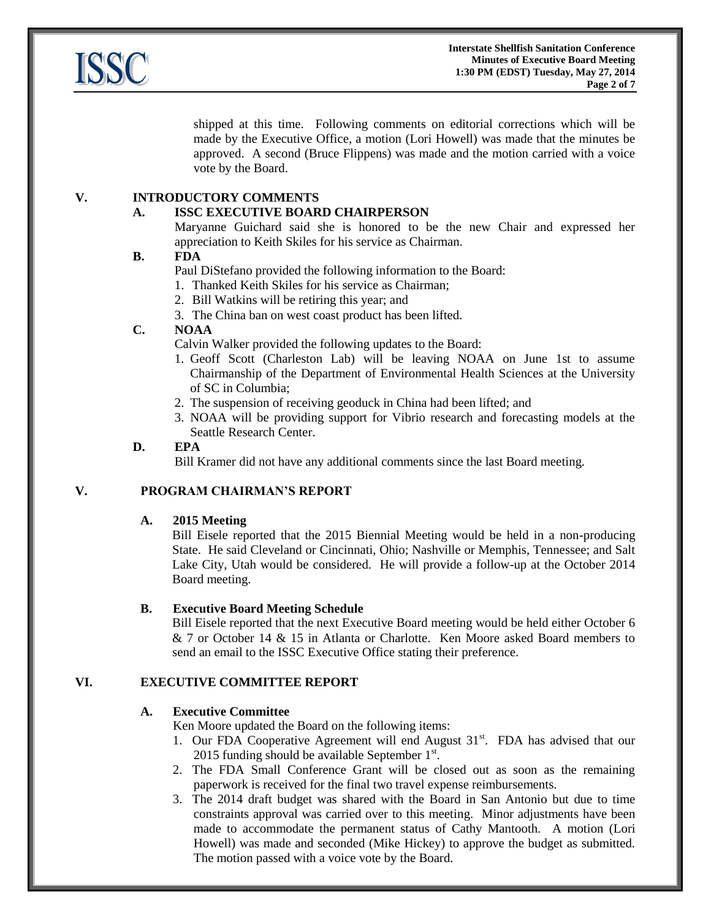shipped at this time. Following comments on editorial corrections which will be made by the Executive Office, a motion (Lori Howell) was made that the minutes be approved. A second (Bruce Flippens) was made and the motion carried with a voice vote by the Board.

## V. INTRODUCTORY COMMENTS

### A. ISSC EXECUTIVE BOARD CHAIRPERSON

Maryanne Guichard said she is honored to be the new Chair and expressed her appreciation to Keith Skiles for his service as Chairman.

### B. FDA

Paul DiStefano provided the following information to the Board:

1. Thanked Keith Skiles for his service as Chairman;
2. Bill Watkins will be retiring this year; and
3. The China ban on west coast product has been lifted.

### C. NOAA

Calvin Walker provided the following updates to the Board:

1. Geoff Scott (Charleston Lab) will be leaving NOAA on June 1st to assume Chairmanship of the Department of Environmental Health Sciences at the University of SC in Columbia;
2. The suspension of receiving geoduck in China had been lifted; and
3. NOAA will be providing support for Vibrio research and forecasting models at the Seattle Research Center.

### D. EPA

Bill Kramer did not have any additional comments since the last Board meeting.

## V. PROGRAM CHAIRMAN'S REPORT

### A. 2015 Meeting

Bill Eisele reported that the 2015 Biennial Meeting would be held in a non-producing State. He said Cleveland or Cincinnati, Ohio; Nashville or Memphis, Tennessee; and Salt Lake City, Utah would be considered. He will provide a follow-up at the October 2014 Board meeting.

### B. Executive Board Meeting Schedule

Bill Eisele reported that the next Executive Board meeting would be held either October 6 & 7 or October 14 & 15 in Atlanta or Charlotte. Ken Moore asked Board members to send an email to the ISSC Executive Office stating their preference.

## VI. EXECUTIVE COMMITTEE REPORT

### A. Executive Committee

Ken Moore updated the Board on the following items:

1. Our FDA Cooperative Agreement will end August 31st. FDA has advised that our 2015 funding should be available September 1st.
2. The FDA Small Conference Grant will be closed out as soon as the remaining paperwork is received for the final two travel expense reimbursements.
3. The 2014 draft budget was shared with the Board in San Antonio but due to time constraints approval was carried over to this meeting. Minor adjustments have been made to accommodate the permanent status of Cathy Mantooth. A motion (Lori Howell) was made and seconded (Mike Hickey) to approve the budget as submitted. The motion passed with a voice vote by the Board.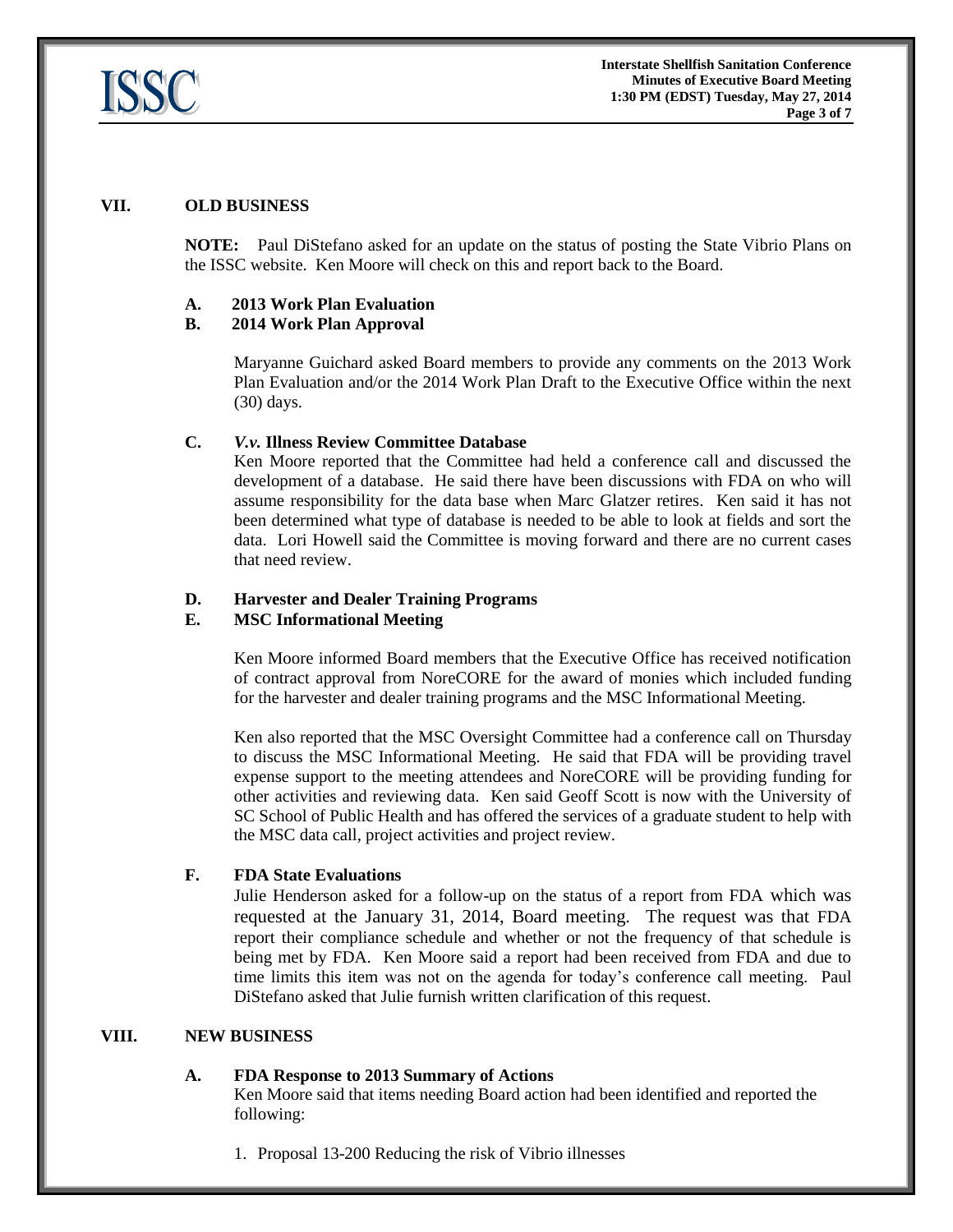## VII. OLD BUSINESS

**NOTE:** Paul DiStefano asked for an update on the status of posting the State Vibrio Plans on the ISSC website. Ken Moore will check on this and report back to the Board.

### A. 2013 Work Plan Evaluation

### B. 2014 Work Plan Approval

Maryanne Guichard asked Board members to provide any comments on the 2013 Work Plan Evaluation and/or the 2014 Work Plan Draft to the Executive Office within the next (30) days.

### C. *V.v.* Illness Review Committee Database

Ken Moore reported that the Committee had held a conference call and discussed the development of a database. He said there have been discussions with FDA on who will assume responsibility for the data base when Marc Glatzer retires. Ken said it has not been determined what type of database is needed to be able to look at fields and sort the data. Lori Howell said the Committee is moving forward and there are no current cases that need review.

### D. Harvester and Dealer Training Programs

### E. MSC Informational Meeting

Ken Moore informed Board members that the Executive Office has received notification of contract approval from NoreCORE for the award of monies which included funding for the harvester and dealer training programs and the MSC Informational Meeting.

Ken also reported that the MSC Oversight Committee had a conference call on Thursday to discuss the MSC Informational Meeting. He said that FDA will be providing travel expense support to the meeting attendees and NoreCORE will be providing funding for other activities and reviewing data. Ken said Geoff Scott is now with the University of SC School of Public Health and has offered the services of a graduate student to help with the MSC data call, project activities and project review.

### F. FDA State Evaluations

Julie Henderson asked for a follow-up on the status of a report from FDA which was requested at the January 31, 2014, Board meeting. The request was that FDA report their compliance schedule and whether or not the frequency of that schedule is being met by FDA. Ken Moore said a report had been received from FDA and due to time limits this item was not on the agenda for today's conference call meeting. Paul DiStefano asked that Julie furnish written clarification of this request.

## VIII. NEW BUSINESS

### A. FDA Response to 2013 Summary of Actions

Ken Moore said that items needing Board action had been identified and reported the following:

1. Proposal 13-200 Reducing the risk of Vibrio illnesses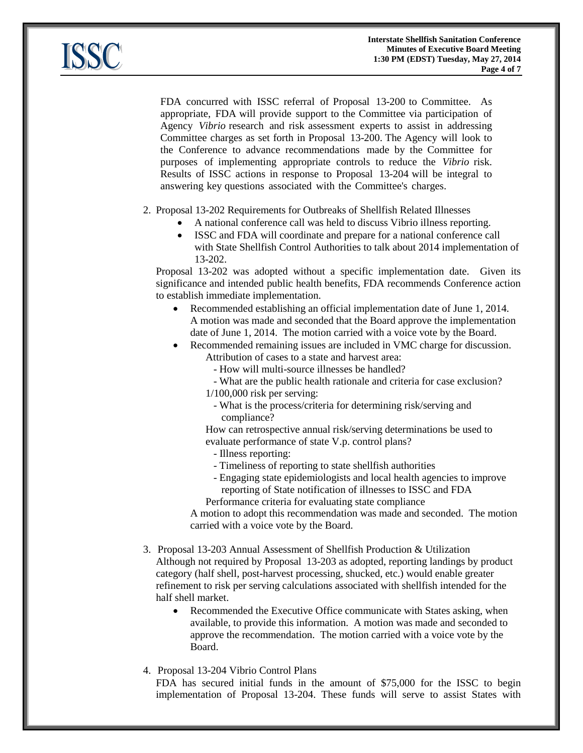FDA concurred with ISSC referral of Proposal 13-200 to Committee. As appropriate, FDA will provide support to the Committee via participation of Agency *Vibrio* research and risk assessment experts to assist in addressing Committee charges as set forth in Proposal 13-200. The Agency will look to the Conference to advance recommendations made by the Committee for purposes of implementing appropriate controls to reduce the *Vibrio* risk. Results of ISSC actions in response to Proposal 13-204 will be integral to answering key questions associated with the Committee's charges.

2. Proposal 13-202 Requirements for Outbreaks of Shellfish Related Illnesses
   - A national conference call was held to discuss Vibrio illness reporting.
   - ISSC and FDA will coordinate and prepare for a national conference call with State Shellfish Control Authorities to talk about 2014 implementation of 13-202.

   Proposal 13-202 was adopted without a specific implementation date. Given its significance and intended public health benefits, FDA recommends Conference action to establish immediate implementation.

   - Recommended establishing an official implementation date of June 1, 2014. A motion was made and seconded that the Board approve the implementation date of June 1, 2014. The motion carried with a voice vote by the Board.
   - Recommended remaining issues are included in VMC charge for discussion.

     Attribution of cases to a state and harvest area:
     - How will multi-source illnesses be handled?
     - What are the public health rationale and criteria for case exclusion?

     1/100,000 risk per serving:
     - What is the process/criteria for determining risk/serving and compliance?

     How can retrospective annual risk/serving determinations be used to evaluate performance of state V.p. control plans?
     - Illness reporting:
     - Timeliness of reporting to state shellfish authorities
     - Engaging state epidemiologists and local health agencies to improve reporting of State notification of illnesses to ISSC and FDA

     Performance criteria for evaluating state compliance

     A motion to adopt this recommendation was made and seconded. The motion carried with a voice vote by the Board.

3. Proposal 13-203 Annual Assessment of Shellfish Production & Utilization

   Although not required by Proposal 13-203 as adopted, reporting landings by product category (half shell, post-harvest processing, shucked, etc.) would enable greater refinement to risk per serving calculations associated with shellfish intended for the half shell market.

   - Recommended the Executive Office communicate with States asking, when available, to provide this information. A motion was made and seconded to approve the recommendation. The motion carried with a voice vote by the Board.

4. Proposal 13-204 Vibrio Control Plans

   FDA has secured initial funds in the amount of $75,000 for the ISSC to begin implementation of Proposal 13-204. These funds will serve to assist States with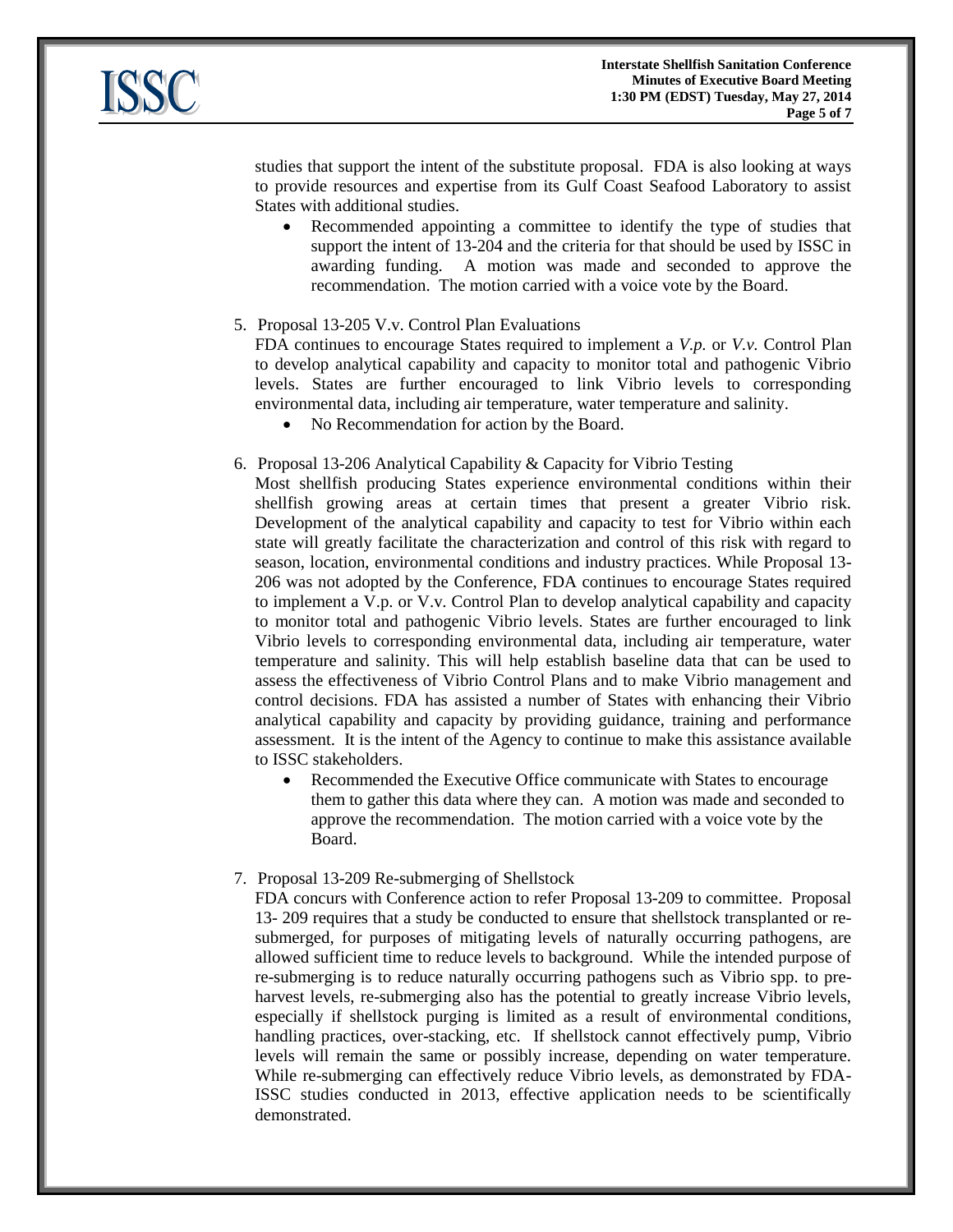studies that support the intent of the substitute proposal. FDA is also looking at ways to provide resources and expertise from its Gulf Coast Seafood Laboratory to assist States with additional studies.

- Recommended appointing a committee to identify the type of studies that support the intent of 13-204 and the criteria for that should be used by ISSC in awarding funding. A motion was made and seconded to approve the recommendation. The motion carried with a voice vote by the Board.

5. Proposal 13-205 V.v. Control Plan Evaluations

   FDA continues to encourage States required to implement a *V.p.* or *V.v.* Control Plan to develop analytical capability and capacity to monitor total and pathogenic Vibrio levels. States are further encouraged to link Vibrio levels to corresponding environmental data, including air temperature, water temperature and salinity.

   - No Recommendation for action by the Board.

6. Proposal 13-206 Analytical Capability & Capacity for Vibrio Testing

   Most shellfish producing States experience environmental conditions within their shellfish growing areas at certain times that present a greater Vibrio risk. Development of the analytical capability and capacity to test for Vibrio within each state will greatly facilitate the characterization and control of this risk with regard to season, location, environmental conditions and industry practices. While Proposal 13-206 was not adopted by the Conference, FDA continues to encourage States required to implement a V.p. or V.v. Control Plan to develop analytical capability and capacity to monitor total and pathogenic Vibrio levels. States are further encouraged to link Vibrio levels to corresponding environmental data, including air temperature, water temperature and salinity. This will help establish baseline data that can be used to assess the effectiveness of Vibrio Control Plans and to make Vibrio management and control decisions. FDA has assisted a number of States with enhancing their Vibrio analytical capability and capacity by providing guidance, training and performance assessment. It is the intent of the Agency to continue to make this assistance available to ISSC stakeholders.

   - Recommended the Executive Office communicate with States to encourage them to gather this data where they can. A motion was made and seconded to approve the recommendation. The motion carried with a voice vote by the Board.

7. Proposal 13-209 Re-submerging of Shellstock

   FDA concurs with Conference action to refer Proposal 13-209 to committee. Proposal 13- 209 requires that a study be conducted to ensure that shellstock transplanted or re-submerged, for purposes of mitigating levels of naturally occurring pathogens, are allowed sufficient time to reduce levels to background. While the intended purpose of re-submerging is to reduce naturally occurring pathogens such as Vibrio spp. to pre-harvest levels, re-submerging also has the potential to greatly increase Vibrio levels, especially if shellstock purging is limited as a result of environmental conditions, handling practices, over-stacking, etc. If shellstock cannot effectively pump, Vibrio levels will remain the same or possibly increase, depending on water temperature. While re-submerging can effectively reduce Vibrio levels, as demonstrated by FDA-ISSC studies conducted in 2013, effective application needs to be scientifically demonstrated.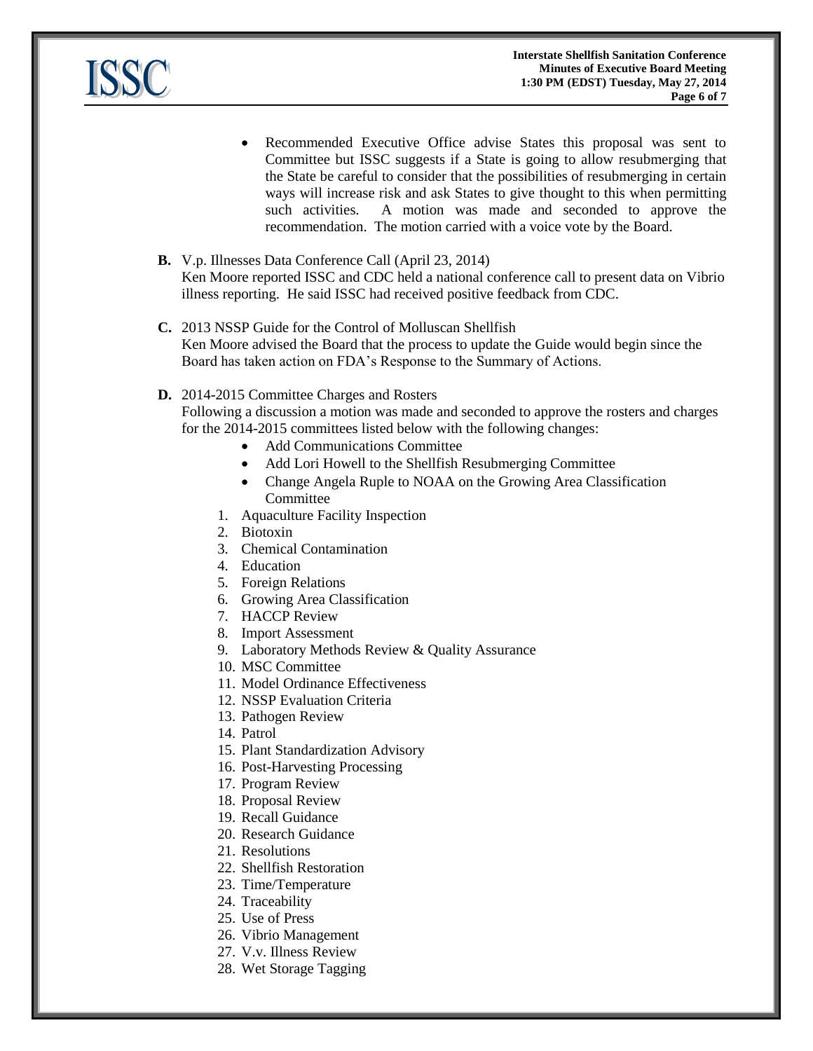- Recommended Executive Office advise States this proposal was sent to Committee but ISSC suggests if a State is going to allow resubmerging that the State be careful to consider that the possibilities of resubmerging in certain ways will increase risk and ask States to give thought to this when permitting such activities. A motion was made and seconded to approve the recommendation. The motion carried with a voice vote by the Board.

**B.** V.p. Illnesses Data Conference Call (April 23, 2014)
Ken Moore reported ISSC and CDC held a national conference call to present data on Vibrio illness reporting. He said ISSC had received positive feedback from CDC.

**C.** 2013 NSSP Guide for the Control of Molluscan Shellfish
Ken Moore advised the Board that the process to update the Guide would begin since the Board has taken action on FDA's Response to the Summary of Actions.

**D.** 2014-2015 Committee Charges and Rosters
Following a discussion a motion was made and seconded to approve the rosters and charges for the 2014-2015 committees listed below with the following changes:

- Add Communications Committee
- Add Lori Howell to the Shellfish Resubmerging Committee
- Change Angela Ruple to NOAA on the Growing Area Classification Committee

1. Aquaculture Facility Inspection
2. Biotoxin
3. Chemical Contamination
4. Education
5. Foreign Relations
6. Growing Area Classification
7. HACCP Review
8. Import Assessment
9. Laboratory Methods Review & Quality Assurance
10. MSC Committee
11. Model Ordinance Effectiveness
12. NSSP Evaluation Criteria
13. Pathogen Review
14. Patrol
15. Plant Standardization Advisory
16. Post-Harvesting Processing
17. Program Review
18. Proposal Review
19. Recall Guidance
20. Research Guidance
21. Resolutions
22. Shellfish Restoration
23. Time/Temperature
24. Traceability
25. Use of Press
26. Vibrio Management
27. V.v. Illness Review
28. Wet Storage Tagging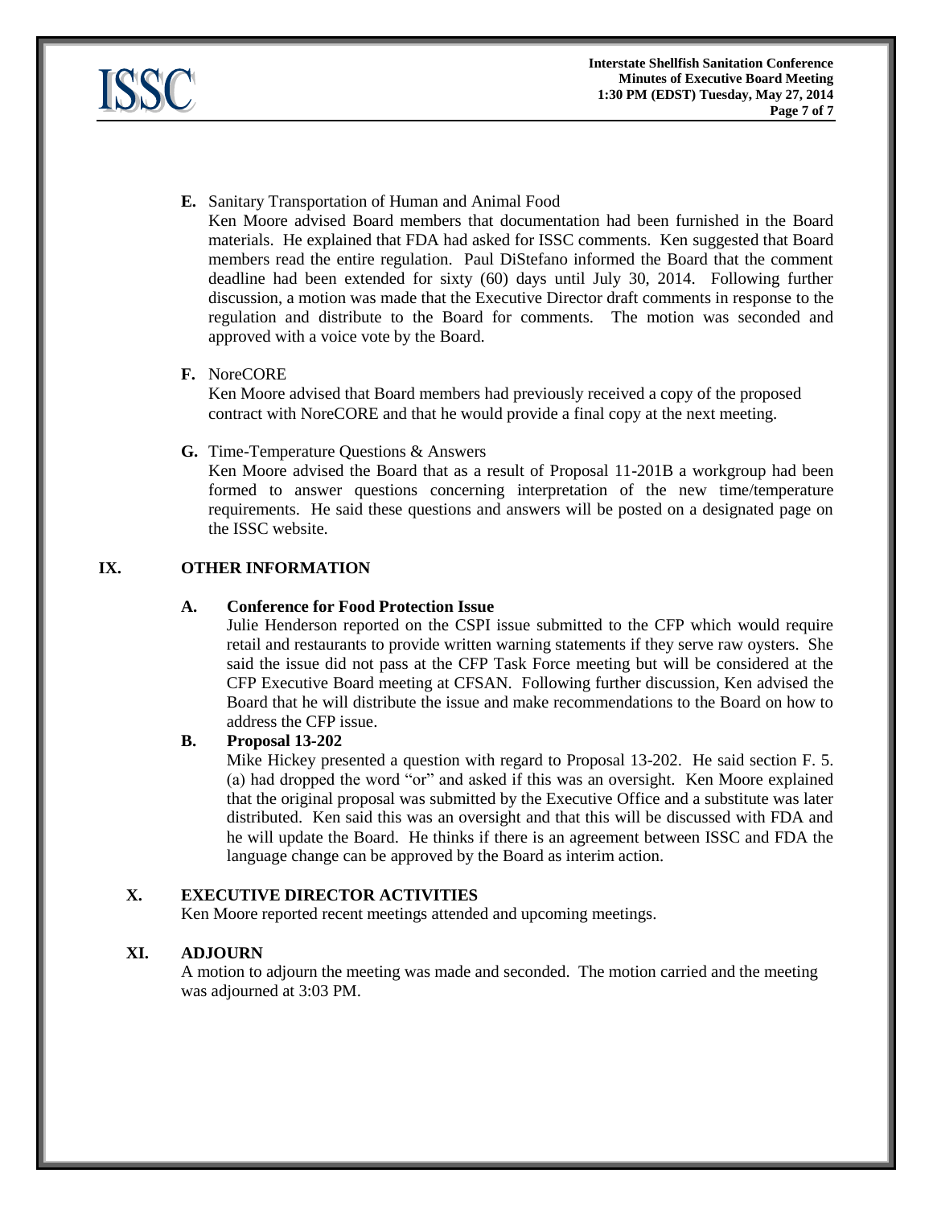**E.** Sanitary Transportation of Human and Animal Food

Ken Moore advised Board members that documentation had been furnished in the Board materials. He explained that FDA had asked for ISSC comments. Ken suggested that Board members read the entire regulation. Paul DiStefano informed the Board that the comment deadline had been extended for sixty (60) days until July 30, 2014. Following further discussion, a motion was made that the Executive Director draft comments in response to the regulation and distribute to the Board for comments. The motion was seconded and approved with a voice vote by the Board.

**F.** NoreCORE

Ken Moore advised that Board members had previously received a copy of the proposed contract with NoreCORE and that he would provide a final copy at the next meeting.

**G.** Time-Temperature Questions & Answers

Ken Moore advised the Board that as a result of Proposal 11-201B a workgroup had been formed to answer questions concerning interpretation of the new time/temperature requirements. He said these questions and answers will be posted on a designated page on the ISSC website.

## IX. OTHER INFORMATION

**A. Conference for Food Protection Issue**

Julie Henderson reported on the CSPI issue submitted to the CFP which would require retail and restaurants to provide written warning statements if they serve raw oysters. She said the issue did not pass at the CFP Task Force meeting but will be considered at the CFP Executive Board meeting at CFSAN. Following further discussion, Ken advised the Board that he will distribute the issue and make recommendations to the Board on how to address the CFP issue.

**B. Proposal 13-202**

Mike Hickey presented a question with regard to Proposal 13-202. He said section F. 5. (a) had dropped the word "or" and asked if this was an oversight. Ken Moore explained that the original proposal was submitted by the Executive Office and a substitute was later distributed. Ken said this was an oversight and that this will be discussed with FDA and he will update the Board. He thinks if there is an agreement between ISSC and FDA the language change can be approved by the Board as interim action.

## X. EXECUTIVE DIRECTOR ACTIVITIES

Ken Moore reported recent meetings attended and upcoming meetings.

## XI. ADJOURN

A motion to adjourn the meeting was made and seconded. The motion carried and the meeting was adjourned at 3:03 PM.